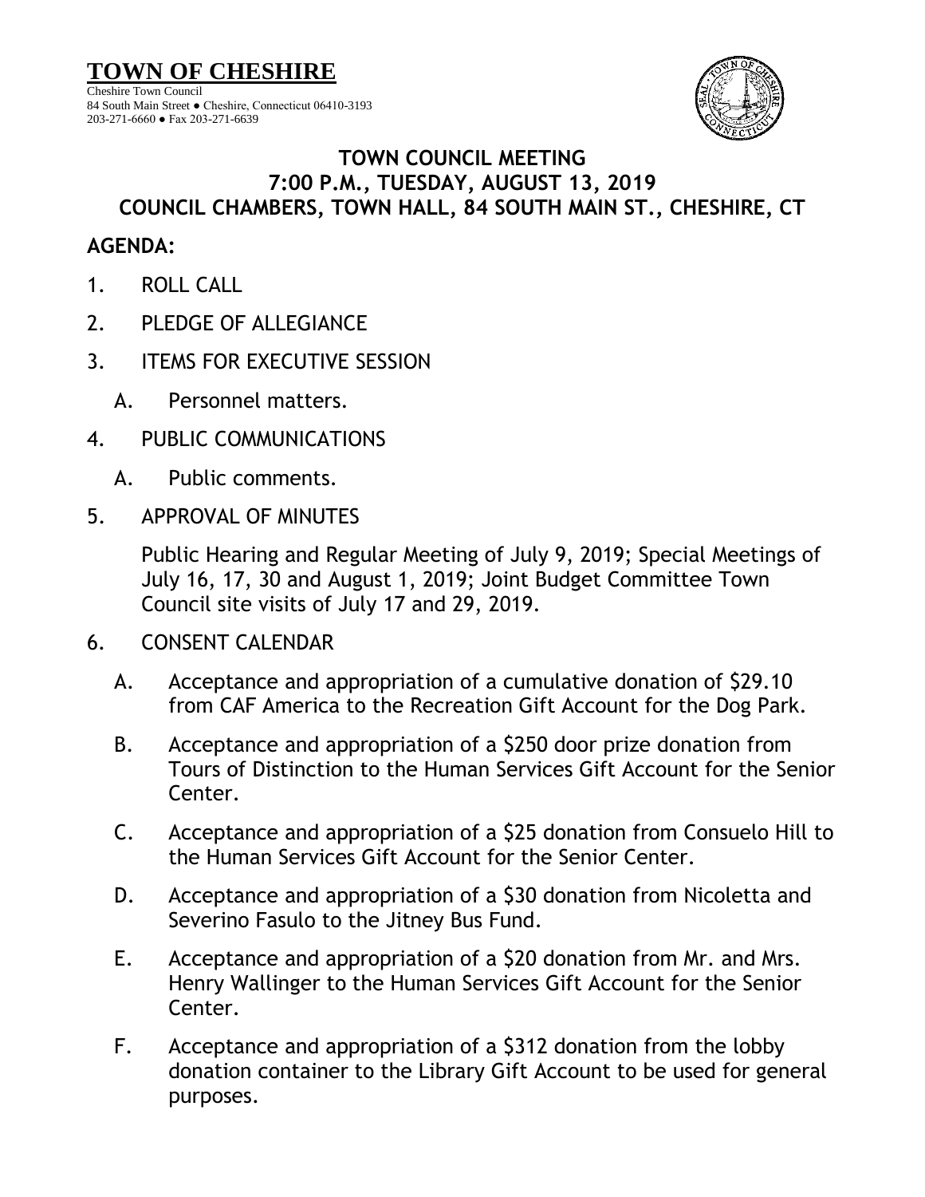# TOWN OF CHESHIRE

Cheshire Town Council
84 South Main Street ● Cheshire, Connecticut 06410-3193
203-271-6660 ● Fax 203-271-6639

## TOWN COUNCIL MEETING
## 7:00 P.M., TUESDAY, AUGUST 13, 2019
## COUNCIL CHAMBERS, TOWN HALL, 84 SOUTH MAIN ST., CHESHIRE, CT

**AGENDA:**

1. ROLL CALL

2. PLEDGE OF ALLEGIANCE

3. ITEMS FOR EXECUTIVE SESSION

   A. Personnel matters.

4. PUBLIC COMMUNICATIONS

   A. Public comments.

5. APPROVAL OF MINUTES

   Public Hearing and Regular Meeting of July 9, 2019; Special Meetings of July 16, 17, 30 and August 1, 2019; Joint Budget Committee Town Council site visits of July 17 and 29, 2019.

6. CONSENT CALENDAR

   A. Acceptance and appropriation of a cumulative donation of $29.10 from CAF America to the Recreation Gift Account for the Dog Park.

   B. Acceptance and appropriation of a $250 door prize donation from Tours of Distinction to the Human Services Gift Account for the Senior Center.

   C. Acceptance and appropriation of a $25 donation from Consuelo Hill to the Human Services Gift Account for the Senior Center.

   D. Acceptance and appropriation of a $30 donation from Nicoletta and Severino Fasulo to the Jitney Bus Fund.

   E. Acceptance and appropriation of a $20 donation from Mr. and Mrs. Henry Wallinger to the Human Services Gift Account for the Senior Center.

   F. Acceptance and appropriation of a $312 donation from the lobby donation container to the Library Gift Account to be used for general purposes.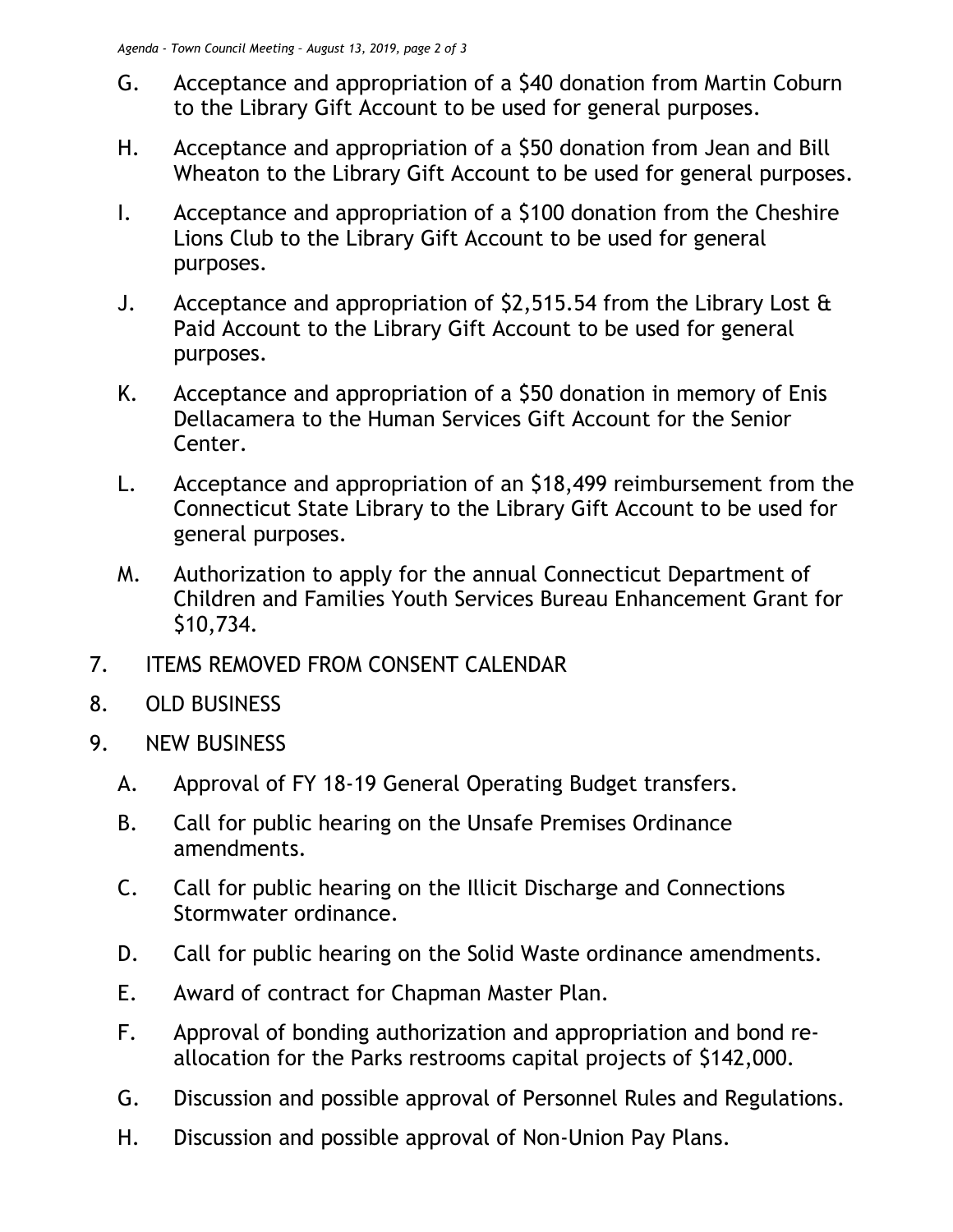G. Acceptance and appropriation of a $40 donation from Martin Coburn to the Library Gift Account to be used for general purposes.

H. Acceptance and appropriation of a $50 donation from Jean and Bill Wheaton to the Library Gift Account to be used for general purposes.

I. Acceptance and appropriation of a $100 donation from the Cheshire Lions Club to the Library Gift Account to be used for general purposes.

J. Acceptance and appropriation of $2,515.54 from the Library Lost & Paid Account to the Library Gift Account to be used for general purposes.

K. Acceptance and appropriation of a $50 donation in memory of Enis Dellacamera to the Human Services Gift Account for the Senior Center.

L. Acceptance and appropriation of an $18,499 reimbursement from the Connecticut State Library to the Library Gift Account to be used for general purposes.

M. Authorization to apply for the annual Connecticut Department of Children and Families Youth Services Bureau Enhancement Grant for $10,734.

7. ITEMS REMOVED FROM CONSENT CALENDAR

8. OLD BUSINESS

9. NEW BUSINESS

A. Approval of FY 18-19 General Operating Budget transfers.

B. Call for public hearing on the Unsafe Premises Ordinance amendments.

C. Call for public hearing on the Illicit Discharge and Connections Stormwater ordinance.

D. Call for public hearing on the Solid Waste ordinance amendments.

E. Award of contract for Chapman Master Plan.

F. Approval of bonding authorization and appropriation and bond re-allocation for the Parks restrooms capital projects of $142,000.

G. Discussion and possible approval of Personnel Rules and Regulations.

H. Discussion and possible approval of Non-Union Pay Plans.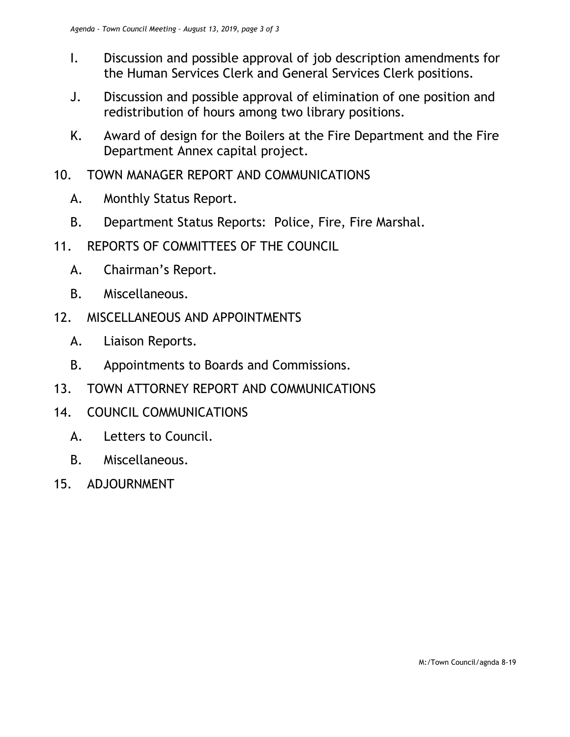I. Discussion and possible approval of job description amendments for the Human Services Clerk and General Services Clerk positions.

J. Discussion and possible approval of elimination of one position and redistribution of hours among two library positions.

K. Award of design for the Boilers at the Fire Department and the Fire Department Annex capital project.

10. TOWN MANAGER REPORT AND COMMUNICATIONS

    A. Monthly Status Report.

    B. Department Status Reports: Police, Fire, Fire Marshal.

11. REPORTS OF COMMITTEES OF THE COUNCIL

    A. Chairman's Report.

    B. Miscellaneous.

12. MISCELLANEOUS AND APPOINTMENTS

    A. Liaison Reports.

    B. Appointments to Boards and Commissions.

13. TOWN ATTORNEY REPORT AND COMMUNICATIONS

14. COUNCIL COMMUNICATIONS

    A. Letters to Council.

    B. Miscellaneous.

15. ADJOURNMENT

M:/Town Council/agnda 8-19